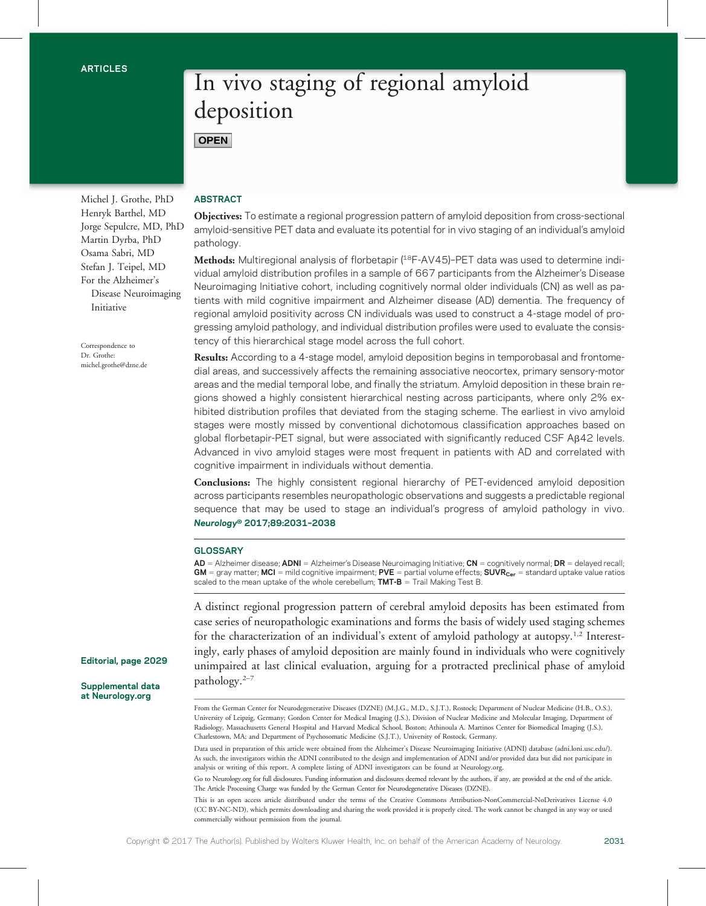ARTICLES

# In vivo staging of regional amyloid deposition

OPEN

Michel J. Grothe, PhD
Henryk Barthel, MD
Jorge Sepulcre, MD, PhD
Martin Dyrba, PhD
Osama Sabri, MD
Stefan J. Teipel, MD
For the Alzheimer's Disease Neuroimaging Initiative

Correspondence to Dr. Grothe: michel.grothe@dzne.de

## ABSTRACT

**Objectives:** To estimate a regional progression pattern of amyloid deposition from cross-sectional amyloid-sensitive PET data and evaluate its potential for in vivo staging of an individual's amyloid pathology.

**Methods:** Multiregional analysis of florbetapir ($^{18}$F-AV45)–PET data was used to determine individual amyloid distribution profiles in a sample of 667 participants from the Alzheimer's Disease Neuroimaging Initiative cohort, including cognitively normal older individuals (CN) as well as patients with mild cognitive impairment and Alzheimer disease (AD) dementia. The frequency of regional amyloid positivity across CN individuals was used to construct a 4-stage model of progressing amyloid pathology, and individual distribution profiles were used to evaluate the consistency of this hierarchical stage model across the full cohort.

**Results:** According to a 4-stage model, amyloid deposition begins in temporobasal and frontomedial areas, and successively affects the remaining associative neocortex, primary sensory-motor areas and the medial temporal lobe, and finally the striatum. Amyloid deposition in these brain regions showed a highly consistent hierarchical nesting across participants, where only 2% exhibited distribution profiles that deviated from the staging scheme. The earliest in vivo amyloid stages were mostly missed by conventional dichotomous classification approaches based on global florbetapir-PET signal, but were associated with significantly reduced CSF Aβ42 levels. Advanced in vivo amyloid stages were most frequent in patients with AD and correlated with cognitive impairment in individuals without dementia.

**Conclusions:** The highly consistent regional hierarchy of PET-evidenced amyloid deposition across participants resembles neuropathologic observations and suggests a predictable regional sequence that may be used to stage an individual's progress of amyloid pathology in vivo. *Neurology*® 2017;89:2031–2038

## GLOSSARY

**AD** = Alzheimer disease; **ADNI** = Alzheimer's Disease Neuroimaging Initiative; **CN** = cognitively normal; **DR** = delayed recall; **GM** = gray matter; **MCI** = mild cognitive impairment; **PVE** = partial volume effects; **$SUVR_{Cer}$** = standard uptake value ratios scaled to the mean uptake of the whole cerebellum; **TMT-B** = Trail Making Test B.

A distinct regional progression pattern of cerebral amyloid deposits has been estimated from case series of neuropathologic examinations and forms the basis of widely used staging schemes for the characterization of an individual's extent of amyloid pathology at autopsy.[1,2] Interestingly, early phases of amyloid deposition are mainly found in individuals who were cognitively unimpaired at last clinical evaluation, arguing for a protracted preclinical phase of amyloid pathology.[2–7]

Editorial, page 2029

Supplemental data at Neurology.org

From the German Center for Neurodegenerative Diseases (DZNE) (M.J.G., M.D., S.J.T.), Rostock; Department of Nuclear Medicine (H.B., O.S.), University of Leipzig, Germany; Gordon Center for Medical Imaging (J.S.), Division of Nuclear Medicine and Molecular Imaging, Department of Radiology, Massachusetts General Hospital and Harvard Medical School, Boston; Athinoula A. Martinos Center for Biomedical Imaging (J.S.), Charlestown, MA; and Department of Psychosomatic Medicine (S.J.T.), University of Rostock, Germany.

Data used in preparation of this article were obtained from the Alzheimer's Disease Neuroimaging Initiative (ADNI) database (adni.loni.usc.edu/). As such, the investigators within the ADNI contributed to the design and implementation of ADNI and/or provided data but did not participate in analysis or writing of this report. A complete listing of ADNI investigators can be found at Neurology.org.

Go to Neurology.org for full disclosures. Funding information and disclosures deemed relevant by the authors, if any, are provided at the end of the article. The Article Processing Charge was funded by the German Center for Neurodegenerative Diseases (DZNE).

This is an open access article distributed under the terms of the Creative Commons Attribution-NonCommercial-NoDerivatives License 4.0 (CC BY-NC-ND), which permits downloading and sharing the work provided it is properly cited. The work cannot be changed in any way or used commercially without permission from the journal.

Copyright © 2017 The Author(s). Published by Wolters Kluwer Health, Inc. on behalf of the American Academy of Neurology.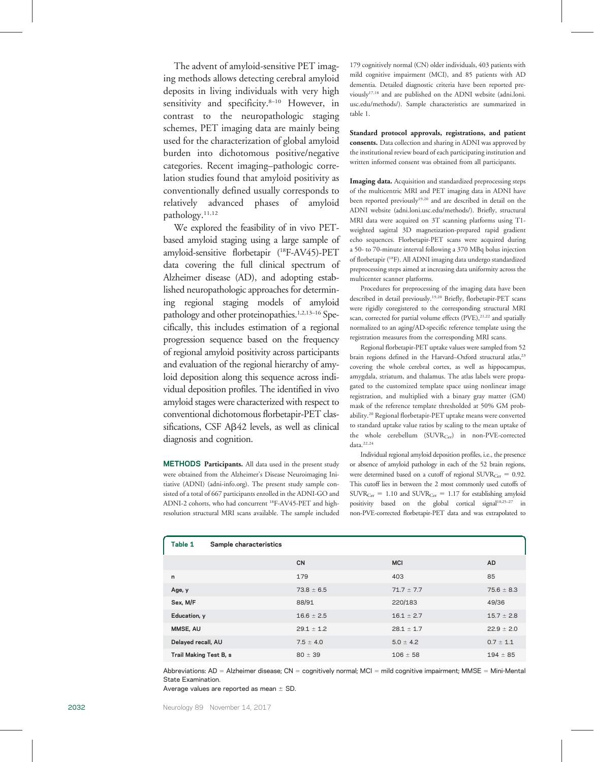The advent of amyloid-sensitive PET imaging methods allows detecting cerebral amyloid deposits in living individuals with very high sensitivity and specificity.[8–10] However, in contrast to the neuropathologic staging schemes, PET imaging data are mainly being used for the characterization of global amyloid burden into dichotomous positive/negative categories. Recent imaging–pathologic correlation studies found that amyloid positivity as conventionally defined usually corresponds to relatively advanced phases of amyloid pathology.[11,12]

We explored the feasibility of in vivo PET-based amyloid staging using a large sample of amyloid-sensitive florbetapir ($^{18}$F-AV45)-PET data covering the full clinical spectrum of Alzheimer disease (AD), and adopting established neuropathologic approaches for determining regional staging models of amyloid pathology and other proteinopathies.[1,2,13–16] Specifically, this includes estimation of a regional progression sequence based on the frequency of regional amyloid positivity across participants and evaluation of the regional hierarchy of amyloid deposition along this sequence across individual deposition profiles. The identified in vivo amyloid stages were characterized with respect to conventional dichotomous florbetapir-PET classifications, CSF A$\beta$42 levels, as well as clinical diagnosis and cognition.

**METHODS Participants.** All data used in the present study were obtained from the Alzheimer's Disease Neuroimaging Initiative (ADNI) (adni-info.org). The present study sample consisted of a total of 667 participants enrolled in the ADNI-GO and ADNI-2 cohorts, who had concurrent $^{18}$F-AV45-PET and high-resolution structural MRI scans available. The sample included 179 cognitively normal (CN) older individuals, 403 patients with mild cognitive impairment (MCI), and 85 patients with AD dementia. Detailed diagnostic criteria have been reported previously[17,18] and are published on the ADNI website (adni.loni.usc.edu/methods/). Sample characteristics are summarized in table 1.

**Standard protocol approvals, registrations, and patient consents.** Data collection and sharing in ADNI was approved by the institutional review board of each participating institution and written informed consent was obtained from all participants.

**Imaging data.** Acquisition and standardized preprocessing steps of the multicentric MRI and PET imaging data in ADNI have been reported previously[19,20] and are described in detail on the ADNI website (adni.loni.usc.edu/methods/). Briefly, structural MRI data were acquired on 3T scanning platforms using T1-weighted sagittal 3D magnetization-prepared rapid gradient echo sequences. Florbetapir-PET scans were acquired during a 50- to 70-minute interval following a 370 MBq bolus injection of florbetapir ($^{18}$F). All ADNI imaging data undergo standardized preprocessing steps aimed at increasing data uniformity across the multicenter scanner platforms.

Procedures for preprocessing of the imaging data have been described in detail previously.[19,20] Briefly, florbetapir-PET scans were rigidly coregistered to the corresponding structural MRI scan, corrected for partial volume effects (PVE),[21,22] and spatially normalized to an aging/AD-specific reference template using the registration measures from the corresponding MRI scans.

Regional florbetapir-PET uptake values were sampled from 52 brain regions defined in the Harvard–Oxford structural atlas,[23] covering the whole cerebral cortex, as well as hippocampus, amygdala, striatum, and thalamus. The atlas labels were propagated to the customized template space using nonlinear image registration, and multiplied with a binary gray matter (GM) mask of the reference template thresholded at 50% GM probability.[20] Regional florbetapir-PET uptake means were converted to standard uptake value ratios by scaling to the mean uptake of the whole cerebellum ($SUVR_{Cer}$) in non-PVE-corrected data.[22,24]

Individual regional amyloid deposition profiles, i.e., the presence or absence of amyloid pathology in each of the 52 brain regions, were determined based on a cutoff of regional $SUVR_{Cer}$ = 0.92. This cutoff lies in between the 2 most commonly used cutoffs of $SUVR_{Cer}$ = 1.10 and $SUVR_{Cer}$ = 1.17 for establishing amyloid positivity based on the global cortical signal[10,25–27] in non-PVE-corrected florbetapir-PET data and was extrapolated to

**Table 1 Sample characteristics**

| | CN | MCI | AD |
|---|---|---|---|
| n | 179 | 403 | 85 |
| Age, y | 73.8 ± 6.5 | 71.7 ± 7.7 | 75.6 ± 8.3 |
| Sex, M/F | 88/91 | 220/183 | 49/36 |
| Education, y | 16.6 ± 2.5 | 16.1 ± 2.7 | 15.7 ± 2.8 |
| MMSE, AU | 29.1 ± 1.2 | 28.1 ± 1.7 | 22.9 ± 2.0 |
| Delayed recall, AU | 7.5 ± 4.0 | 5.0 ± 4.2 | 0.7 ± 1.1 |
| Trail Making Test B, s | 80 ± 39 | 106 ± 58 | 194 ± 85 |

Abbreviations: AD = Alzheimer disease; CN = cognitively normal; MCI = mild cognitive impairment; MMSE = Mini-Mental State Examination.

Average values are reported as mean ± SD.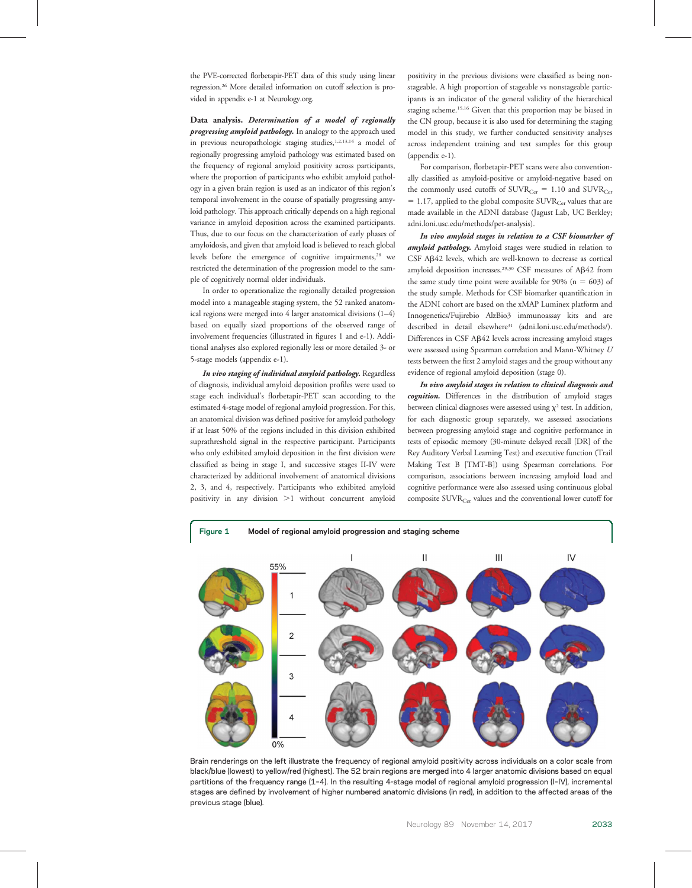the PVE-corrected florbetapir-PET data of this study using linear regression.[26] More detailed information on cutoff selection is provided in appendix e-1 at Neurology.org.

**Data analysis.** ***Determination of a model of regionally progressing amyloid pathology.*** In analogy to the approach used in previous neuropathologic staging studies,[1,2,13,14] a model of regionally progressing amyloid pathology was estimated based on the frequency of regional amyloid positivity across participants, where the proportion of participants who exhibit amyloid pathology in a given brain region is used as an indicator of this region's temporal involvement in the course of spatially progressing amyloid pathology. This approach critically depends on a high regional variance in amyloid deposition across the examined participants. Thus, due to our focus on the characterization of early phases of amyloidosis, and given that amyloid load is believed to reach global levels before the emergence of cognitive impairments,[28] we restricted the determination of the progression model to the sample of cognitively normal older individuals.

In order to operationalize the regionally detailed progression model into a manageable staging system, the 52 ranked anatomical regions were merged into 4 larger anatomical divisions (1–4) based on equally sized proportions of the observed range of involvement frequencies (illustrated in figures 1 and e-1). Additional analyses also explored regionally less or more detailed 3- or 5-stage models (appendix e-1).

***In vivo staging of individual amyloid pathology.*** Regardless of diagnosis, individual amyloid deposition profiles were used to stage each individual's florbetapir-PET scan according to the estimated 4-stage model of regional amyloid progression. For this, an anatomical division was defined positive for amyloid pathology if at least 50% of the regions included in this division exhibited suprathreshold signal in the respective participant. Participants who only exhibited amyloid deposition in the first division were classified as being in stage I, and successive stages II-IV were characterized by additional involvement of anatomical divisions 2, 3, and 4, respectively. Participants who exhibited amyloid positivity in any division >1 without concurrent amyloid positivity in the previous divisions were classified as being nonstageable. A high proportion of stageable vs nonstageable participants is an indicator of the general validity of the hierarchical staging scheme.[15,16] Given that this proportion may be biased in the CN group, because it is also used for determining the staging model in this study, we further conducted sensitivity analyses across independent training and test samples for this group (appendix e-1).

For comparison, florbetapir-PET scans were also conventionally classified as amyloid-positive or amyloid-negative based on the commonly used cutoffs of $SUVR_{Cer}$ = 1.10 and $SUVR_{Cer}$ = 1.17, applied to the global composite $SUVR_{Cer}$ values that are made available in the ADNI database (Jagust Lab, UC Berkley; adni.loni.usc.edu/methods/pet-analysis).

***In vivo amyloid stages in relation to a CSF biomarker of amyloid pathology.*** Amyloid stages were studied in relation to CSF Aβ42 levels, which are well-known to decrease as cortical amyloid deposition increases.[29,30] CSF measures of Aβ42 from the same study time point were available for 90% (n = 603) of the study sample. Methods for CSF biomarker quantification in the ADNI cohort are based on the xMAP Luminex platform and Innogenetics/Fujirebio AlzBio3 immunoassay kits and are described in detail elsewhere[31] (adni.loni.usc.edu/methods/). Differences in CSF Aβ42 levels across increasing amyloid stages were assessed using Spearman correlation and Mann-Whitney *U* tests between the first 2 amyloid stages and the group without any evidence of regional amyloid deposition (stage 0).

***In vivo amyloid stages in relation to clinical diagnosis and cognition.*** Differences in the distribution of amyloid stages between clinical diagnoses were assessed using $\chi^2$ test. In addition, for each diagnostic group separately, we assessed associations between progressing amyloid stage and cognitive performance in tests of episodic memory (30-minute delayed recall [DR] of the Rey Auditory Verbal Learning Test) and executive function (Trail Making Test B [TMT-B]) using Spearman correlations. For comparison, associations between increasing amyloid load and cognitive performance were also assessed using continuous global composite $SUVR_{Cer}$ values and the conventional lower cutoff for

**Figure 1** Model of regional amyloid progression and staging scheme

Brain renderings on the left illustrate the frequency of regional amyloid positivity across individuals on a color scale from black/blue (lowest) to yellow/red (highest). The 52 brain regions are merged into 4 larger anatomic divisions based on equal partitions of the frequency range (1–4). In the resulting 4-stage model of regional amyloid progression (I–IV), incremental stages are defined by involvement of higher numbered anatomic divisions (in red), in addition to the affected areas of the previous stage (blue).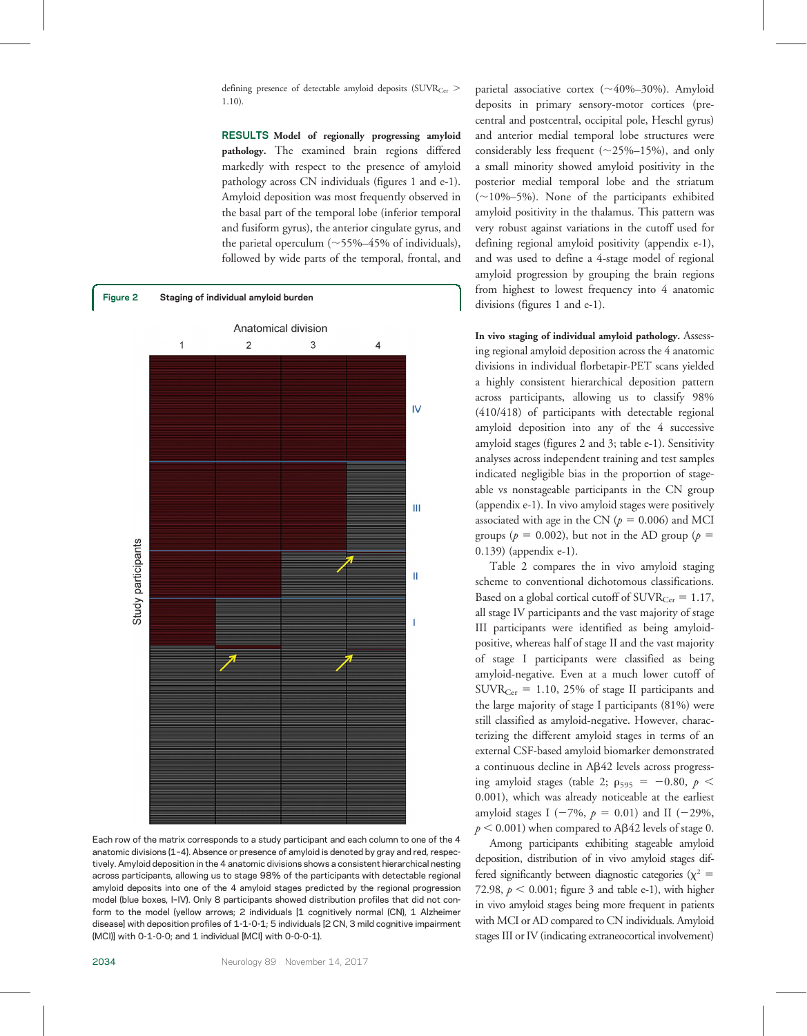defining presence of detectable amyloid deposits ($SUVR_{Cer} > 1.10$).

**RESULTS Model of regionally progressing amyloid pathology.** The examined brain regions differed markedly with respect to the presence of amyloid pathology across CN individuals (figures 1 and e-1). Amyloid deposition was most frequently observed in the basal part of the temporal lobe (inferior temporal and fusiform gyrus), the anterior cingulate gyrus, and the parietal operculum (~55%–45% of individuals), followed by wide parts of the temporal, frontal, and parietal associative cortex (~40%–30%). Amyloid deposits in primary sensory-motor cortices (precentral and postcentral, occipital pole, Heschl gyrus) and anterior medial temporal lobe structures were considerably less frequent (~25%–15%), and only a small minority showed amyloid positivity in the posterior medial temporal lobe and the striatum (~10%–5%). None of the participants exhibited amyloid positivity in the thalamus. This pattern was very robust against variations in the cutoff used for defining regional amyloid positivity (appendix e-1), and was used to define a 4-stage model of regional amyloid progression by grouping the brain regions from highest to lowest frequency into 4 anatomic divisions (figures 1 and e-1).

**Figure 2** Staging of individual amyloid burden

Each row of the matrix corresponds to a study participant and each column to one of the 4 anatomic divisions (1–4). Absence or presence of amyloid is denoted by gray and red, respectively. Amyloid deposition in the 4 anatomic divisions shows a consistent hierarchical nesting across participants, allowing us to stage 98% of the participants with detectable regional amyloid deposits into one of the 4 amyloid stages predicted by the regional progression model (blue boxes, I–IV). Only 8 participants showed distribution profiles that did not conform to the model (yellow arrows; 2 individuals [1 cognitively normal (CN), 1 Alzheimer disease] with deposition profiles of 1-1-0-1; 5 individuals [2 CN, 3 mild cognitive impairment (MCI)] with 0-1-0-0; and 1 individual [MCI] with 0-0-0-1).

**In vivo staging of individual amyloid pathology.** Assessing regional amyloid deposition across the 4 anatomic divisions in individual florbetapir-PET scans yielded a highly consistent hierarchical deposition pattern across participants, allowing us to classify 98% (410/418) of participants with detectable regional amyloid deposition into any of the 4 successive amyloid stages (figures 2 and 3; table e-1). Sensitivity analyses across independent training and test samples indicated negligible bias in the proportion of stageable vs nonstageable participants in the CN group (appendix e-1). In vivo amyloid stages were positively associated with age in the CN ($p = 0.006$) and MCI groups ($p = 0.002$), but not in the AD group ($p = 0.139$) (appendix e-1).

Table 2 compares the in vivo amyloid staging scheme to conventional dichotomous classifications. Based on a global cortical cutoff of $SUVR_{Cer} = 1.17$, all stage IV participants and the vast majority of stage III participants were identified as being amyloid-positive, whereas half of stage II and the vast majority of stage I participants were classified as being amyloid-negative. Even at a much lower cutoff of $SUVR_{Cer} = 1.10$, 25% of stage II participants and the large majority of stage I participants (81%) were still classified as amyloid-negative. However, characterizing the different amyloid stages in terms of an external CSF-based amyloid biomarker demonstrated a continuous decline in Aβ42 levels across progressing amyloid stages (table 2; $\rho_{595} = -0.80$, $p < 0.001$), which was already noticeable at the earliest amyloid stages I (−7%, $p = 0.01$) and II (−29%, $p < 0.001$) when compared to Aβ42 levels of stage 0.

Among participants exhibiting stageable amyloid deposition, distribution of in vivo amyloid stages differed significantly between diagnostic categories ($\chi^2 = 72.98$, $p < 0.001$; figure 3 and table e-1), with higher in vivo amyloid stages being more frequent in patients with MCI or AD compared to CN individuals. Amyloid stages III or IV (indicating extraneocortical involvement)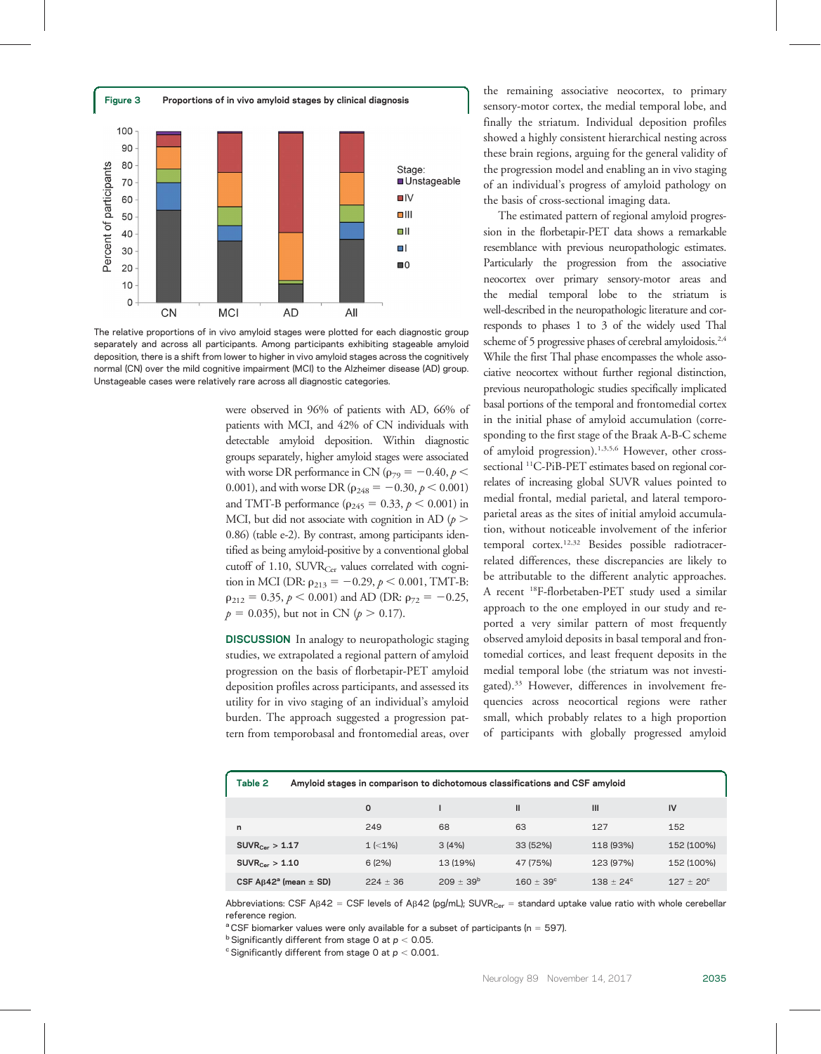**Figure 3** Proportions of in vivo amyloid stages by clinical diagnosis

The relative proportions of in vivo amyloid stages were plotted for each diagnostic group separately and across all participants. Among participants exhibiting stageable amyloid deposition, there is a shift from lower to higher in vivo amyloid stages across the cognitively normal (CN) over the mild cognitive impairment (MCI) to the Alzheimer disease (AD) group. Unstageable cases were relatively rare across all diagnostic categories.

were observed in 96% of patients with AD, 66% of patients with MCI, and 42% of CN individuals with detectable amyloid deposition. Within diagnostic groups separately, higher amyloid stages were associated with worse DR performance in CN ($\rho_{79} = -0.40$, $p < 0.001$), and with worse DR ($\rho_{248} = -0.30$, $p < 0.001$) and TMT-B performance ($\rho_{245} = 0.33$, $p < 0.001$) in MCI, but did not associate with cognition in AD ($p > 0.86$) (table e-2). By contrast, among participants identified as being amyloid-positive by a conventional global cutoff of 1.10, $SUVR_{Cer}$ values correlated with cognition in MCI (DR: $\rho_{213} = -0.29$, $p < 0.001$, TMT-B: $\rho_{212} = 0.35$, $p < 0.001$) and AD (DR: $\rho_{72} = -0.25$, $p = 0.035$), but not in CN ($p > 0.17$).

## DISCUSSION

In analogy to neuropathologic staging studies, we extrapolated a regional pattern of amyloid progression on the basis of florbetapir-PET amyloid deposition profiles across participants, and assessed its utility for in vivo staging of an individual's amyloid burden. The approach suggested a progression pattern from temporobasal and frontomedial areas, over the remaining associative neocortex, to primary sensory-motor cortex, the medial temporal lobe, and finally the striatum. Individual deposition profiles showed a highly consistent hierarchical nesting across these brain regions, arguing for the general validity of the progression model and enabling an in vivo staging of an individual's progress of amyloid pathology on the basis of cross-sectional imaging data.

The estimated pattern of regional amyloid progression in the florbetapir-PET data shows a remarkable resemblance with previous neuropathologic estimates. Particularly the progression from the associative neocortex over primary sensory-motor areas and the medial temporal lobe to the striatum is well-described in the neuropathologic literature and corresponds to phases 1 to 3 of the widely used Thal scheme of 5 progressive phases of cerebral amyloidosis.[2,4] While the first Thal phase encompasses the whole associative neocortex without further regional distinction, previous neuropathologic studies specifically implicated basal portions of the temporal and frontomedial cortex in the initial phase of amyloid accumulation (corresponding to the first stage of the Braak A-B-C scheme of amyloid progression).[1,3,5,6] However, other cross-sectional $^{11}$C-PiB-PET estimates based on regional correlates of increasing global SUVR values pointed to medial frontal, medial parietal, and lateral temporo-parietal areas as the sites of initial amyloid accumulation, without noticeable involvement of the inferior temporal cortex.[12,32] Besides possible radiotracer-related differences, these discrepancies are likely to be attributable to the different analytic approaches. A recent $^{18}$F-florbetaben-PET study used a similar approach to the one employed in our study and reported a very similar pattern of most frequently observed amyloid deposits in basal temporal and frontomedial cortices, and least frequent deposits in the medial temporal lobe (the striatum was not investigated).[33] However, differences in involvement frequencies across neocortical regions were rather small, which probably relates to a high proportion of participants with globally progressed amyloid

**Table 2** Amyloid stages in comparison to dichotomous classifications and CSF amyloid

| | 0 | I | II | III | IV |
|---|---|---|---|---|---|
| n | 249 | 68 | 63 | 127 | 152 |
| $SUVR_{Cer}$ > 1.17 | 1 (<1%) | 3 (4%) | 33 (52%) | 118 (93%) | 152 (100%) |
| $SUVR_{Cer}$ > 1.10 | 6 (2%) | 13 (19%) | 47 (75%) | 123 (97%) | 152 (100%) |
| CSF Aβ42[a] (mean ± SD) | 224 ± 36 | 209 ± 39[b] | 160 ± 39[c] | 138 ± 24[c] | 127 ± 20[c] |

Abbreviations: CSF Aβ42 = CSF levels of Aβ42 (pg/mL); $SUVR_{Cer}$ = standard uptake value ratio with whole cerebellar reference region.

[a] CSF biomarker values were only available for a subset of participants (n = 597).

[b] Significantly different from stage 0 at $p < 0.05$.

[c] Significantly different from stage 0 at $p < 0.001$.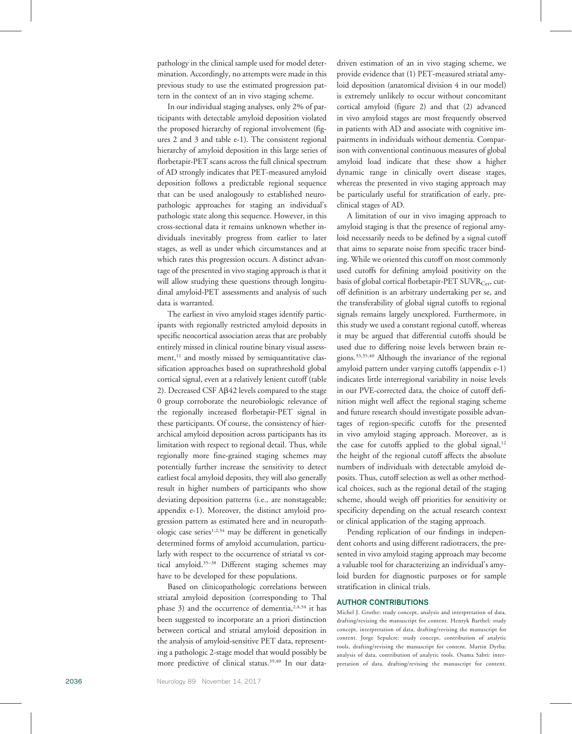pathology in the clinical sample used for model determination. Accordingly, no attempts were made in this previous study to use the estimated progression pattern in the context of an in vivo staging scheme.

In our individual staging analyses, only 2% of participants with detectable amyloid deposition violated the proposed hierarchy of regional involvement (figures 2 and 3 and table e-1). The consistent regional hierarchy of amyloid deposition in this large series of florbetapir-PET scans across the full clinical spectrum of AD strongly indicates that PET-measured amyloid deposition follows a predictable regional sequence that can be used analogously to established neuropathologic approaches for staging an individual's pathologic state along this sequence. However, in this cross-sectional data it remains unknown whether individuals inevitably progress from earlier to later stages, as well as under which circumstances and at which rates this progression occurs. A distinct advantage of the presented in vivo staging approach is that it will allow studying these questions through longitudinal amyloid-PET assessments and analysis of such data is warranted.

The earliest in vivo amyloid stages identify participants with regionally restricted amyloid deposits in specific neocortical association areas that are probably entirely missed in clinical routine binary visual assessment,[11] and mostly missed by semiquantitative classification approaches based on suprathreshold global cortical signal, even at a relatively lenient cutoff (table 2). Decreased CSF Aβ42 levels compared to the stage 0 group corroborate the neurobiologic relevance of the regionally increased florbetapir-PET signal in these participants. Of course, the consistency of hierarchical amyloid deposition across participants has its limitation with respect to regional detail. Thus, while regionally more fine-grained staging schemes may potentially further increase the sensitivity to detect earliest focal amyloid deposits, they will also generally result in higher numbers of participants who show deviating deposition patterns (i.e., are nonstageable; appendix e-1). Moreover, the distinct amyloid progression pattern as estimated here and in neuropathologic case series[1,2,34] may be different in genetically determined forms of amyloid accumulation, particularly with respect to the occurrence of striatal vs cortical amyloid.[35–38] Different staging schemes may have to be developed for these populations.

Based on clinicopathologic correlations between striatal amyloid deposition (corresponding to Thal phase 3) and the occurrence of dementia,[2,4,34] it has been suggested to incorporate an a priori distinction between cortical and striatal amyloid deposition in the analysis of amyloid-sensitive PET data, representing a pathologic 2-stage model that would possibly be more predictive of clinical status.[39,40] In our data-driven estimation of an in vivo staging scheme, we provide evidence that (1) PET-measured striatal amyloid deposition (anatomical division 4 in our model) is extremely unlikely to occur without concomitant cortical amyloid (figure 2) and that (2) advanced in vivo amyloid stages are most frequently observed in patients with AD and associate with cognitive impairments in individuals without dementia. Comparison with conventional continuous measures of global amyloid load indicate that these show a higher dynamic range in clinically overt disease stages, whereas the presented in vivo staging approach may be particularly useful for stratification of early, preclinical stages of AD.

A limitation of our in vivo imaging approach to amyloid staging is that the presence of regional amyloid necessarily needs to be defined by a signal cutoff that aims to separate noise from specific tracer binding. While we oriented this cutoff on most commonly used cutoffs for defining amyloid positivity on the basis of global cortical florbetapir-PET $SUVR_{Cer}$, cutoff definition is an arbitrary undertaking per se, and the transferability of global signal cutoffs to regional signals remains largely unexplored. Furthermore, in this study we used a constant regional cutoff, whereas it may be argued that differential cutoffs should be used due to differing noise levels between brain regions.[33,35,40] Although the invariance of the regional amyloid pattern under varying cutoffs (appendix e-1) indicates little interregional variability in noise levels in our PVE-corrected data, the choice of cutoff definition might well affect the regional staging scheme and future research should investigate possible advantages of region-specific cutoffs for the presented in vivo amyloid staging approach. Moreover, as is the case for cutoffs applied to the global signal,[12] the height of the regional cutoff affects the absolute numbers of individuals with detectable amyloid deposits. Thus, cutoff selection as well as other methodical choices, such as the regional detail of the staging scheme, should weigh off priorities for sensitivity or specificity depending on the actual research context or clinical application of the staging approach.

Pending replication of our findings in independent cohorts and using different radiotracers, the presented in vivo amyloid staging approach may become a valuable tool for characterizing an individual's amyloid burden for diagnostic purposes or for sample stratification in clinical trials.

## AUTHOR CONTRIBUTIONS

Michel J. Grothe: study concept, analysis and interpretation of data, drafting/revising the manuscript for content. Henryk Barthel: study concept, interpretation of data, drafting/revising the manuscript for content. Jorge Sepulcre: study concept, contribution of analytic tools, drafting/revising the manuscript for content. Martin Dyrba: analysis of data, contribution of analytic tools. Osama Sabri: interpretation of data, drafting/revising the manuscript for content.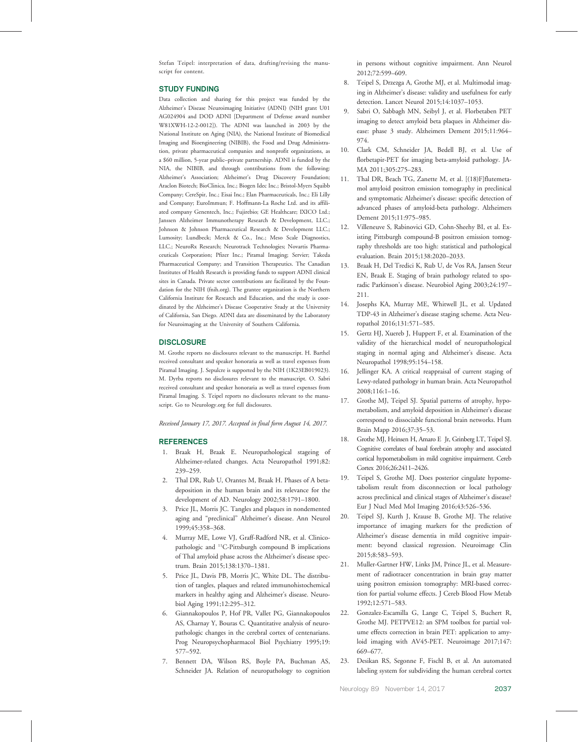Stefan Teipel: interpretation of data, drafting/revising the manuscript for content.

## STUDY FUNDING

Data collection and sharing for this project was funded by the Alzheimer's Disease Neuroimaging Initiative (ADNI) (NIH grant U01 AG024904 and DOD ADNI [Department of Defense award number W81XWH-12-2-0012]). The ADNI was launched in 2003 by the National Institute on Aging (NIA), the National Institute of Biomedical Imaging and Bioengineering (NIBIB), the Food and Drug Administration, private pharmaceutical companies and nonprofit organizations, as a $60 million, 5-year public–private partnership. ADNI is funded by the NIA, the NIBIB, and through contributions from the following: Alzheimer's Association; Alzheimer's Drug Discovery Foundation; Araclon Biotech; BioClinica, Inc.; Biogen Idec Inc.; Bristol-Myers Squibb Company; CereSpir, Inc.; Eisai Inc.; Elan Pharmaceuticals, Inc.; Eli Lilly and Company; EuroImmun; F. Hoffmann-La Roche Ltd. and its affiliated company Genentech, Inc.; Fujirebio; GE Healthcare; IXICO Ltd.; Janssen Alzheimer Immunotherapy Research & Development, LLC.; Johnson & Johnson Pharmaceutical Research & Development LLC.; Lumosity; Lundbeck; Merck & Co., Inc.; Meso Scale Diagnostics, LLC.; NeuroRx Research; Neurotrack Technologies; Novartis Pharmaceuticals Corporation; Pfizer Inc.; Piramal Imaging; Servier; Takeda Pharmaceutical Company; and Transition Therapeutics. The Canadian Institutes of Health Research is providing funds to support ADNI clinical sites in Canada. Private sector contributions are facilitated by the Foundation for the NIH (fnih.org). The grantee organization is the Northern California Institute for Research and Education, and the study is coordinated by the Alzheimer's Disease Cooperative Study at the University of California, San Diego. ADNI data are disseminated by the Laboratory for Neuroimaging at the University of Southern California.

## DISCLOSURE

M. Grothe reports no disclosures relevant to the manuscript. H. Barthel received consultant and speaker honoraria as well as travel expenses from Piramal Imaging. J. Sepulcre is supported by the NIH (1K23EB019023). M. Dyrba reports no disclosures relevant to the manuscript. O. Sabri received consultant and speaker honoraria as well as travel expenses from Piramal Imaging. S. Teipel reports no disclosures relevant to the manuscript. Go to Neurology.org for full disclosures.

*Received January 17, 2017. Accepted in final form August 14, 2017.*

## REFERENCES

1. Braak H, Braak E. Neuropathological stageing of Alzheimer-related changes. Acta Neuropathol 1991;82: 239–259.
2. Thal DR, Rub U, Orantes M, Braak H. Phases of A beta-deposition in the human brain and its relevance for the development of AD. Neurology 2002;58:1791–1800.
3. Price JL, Morris JC. Tangles and plaques in nondemented aging and "preclinical" Alzheimer's disease. Ann Neurol 1999;45:358–368.
4. Murray ME, Lowe VJ, Graff-Radford NR, et al. Clinicopathologic and $^{11}$C-Pittsburgh compound B implications of Thal amyloid phase across the Alzheimer's disease spectrum. Brain 2015;138:1370–1381.
5. Price JL, Davis PB, Morris JC, White DL. The distribution of tangles, plaques and related immunohistochemical markers in healthy aging and Alzheimer's disease. Neurobiol Aging 1991;12:295–312.
6. Giannakopoulos P, Hof PR, Vallet PG, Giannakopoulos AS, Charnay Y, Bouras C. Quantitative analysis of neuropathologic changes in the cerebral cortex of centenarians. Prog Neuropsychopharmacol Biol Psychiatry 1995;19: 577–592.
7. Bennett DA, Wilson RS, Boyle PA, Buchman AS, Schneider JA. Relation of neuropathology to cognition in persons without cognitive impairment. Ann Neurol 2012;72:599–609.
8. Teipel S, Drzezga A, Grothe MJ, et al. Multimodal imaging in Alzheimer's disease: validity and usefulness for early detection. Lancet Neurol 2015;14:1037–1053.
9. Sabri O, Sabbagh MN, Seibyl J, et al. Florbetaben PET imaging to detect amyloid beta plaques in Alzheimer disease: phase 3 study. Alzheimers Dement 2015;11:964–974.
10. Clark CM, Schneider JA, Bedell BJ, et al. Use of florbetapir-PET for imaging beta-amyloid pathology. JAMA 2011;305:275–283.
11. Thal DR, Beach TG, Zanette M, et al. [(18)F]flutemetamol amyloid positron emission tomography in preclinical and symptomatic Alzheimer's disease: specific detection of advanced phases of amyloid-beta pathology. Alzheimers Dement 2015;11:975–985.
12. Villeneuve S, Rabinovici GD, Cohn-Sheehy BI, et al. Existing Pittsburgh compound-B positron emission tomography thresholds are too high: statistical and pathological evaluation. Brain 2015;138:2020–2033.
13. Braak H, Del Tredici K, Rub U, de Vos RA, Jansen Steur EN, Braak E. Staging of brain pathology related to sporadic Parkinson's disease. Neurobiol Aging 2003;24:197–211.
14. Josephs KA, Murray ME, Whitwell JL, et al. Updated TDP-43 in Alzheimer's disease staging scheme. Acta Neuropathol 2016;131:571–585.
15. Gertz HJ, Xuereb J, Huppert F, et al. Examination of the validity of the hierarchical model of neuropathological staging in normal aging and Alzheimer's disease. Acta Neuropathol 1998;95:154–158.
16. Jellinger KA. A critical reappraisal of current staging of Lewy-related pathology in human brain. Acta Neuropathol 2008;116:1–16.
17. Grothe MJ, Teipel SJ. Spatial patterns of atrophy, hypometabolism, and amyloid deposition in Alzheimer's disease correspond to dissociable functional brain networks. Hum Brain Mapp 2016;37:35–53.
18. Grothe MJ, Heinsen H, Amaro E Jr, Grinberg LT, Teipel SJ. Cognitive correlates of basal forebrain atrophy and associated cortical hypometabolism in mild cognitive impairment. Cereb Cortex 2016;26:2411–2426.
19. Teipel S, Grothe MJ. Does posterior cingulate hypometabolism result from disconnection or local pathology across preclinical and clinical stages of Alzheimer's disease? Eur J Nucl Med Mol Imaging 2016;43:526–536.
20. Teipel SJ, Kurth J, Krause B, Grothe MJ. The relative importance of imaging markers for the prediction of Alzheimer's disease dementia in mild cognitive impairment: beyond classical regression. Neuroimage Clin 2015;8:583–593.
21. Muller-Gartner HW, Links JM, Prince JL, et al. Measurement of radiotracer concentration in brain gray matter using positron emission tomography: MRI-based correction for partial volume effects. J Cereb Blood Flow Metab 1992;12:571–583.
22. Gonzalez-Escamilla G, Lange C, Teipel S, Buchert R, Grothe MJ. PETPVE12: an SPM toolbox for partial volume effects correction in brain PET: application to amyloid imaging with AV45-PET. Neuroimage 2017;147: 669–677.
23. Desikan RS, Segonne F, Fischl B, et al. An automated labeling system for subdividing the human cerebral cortex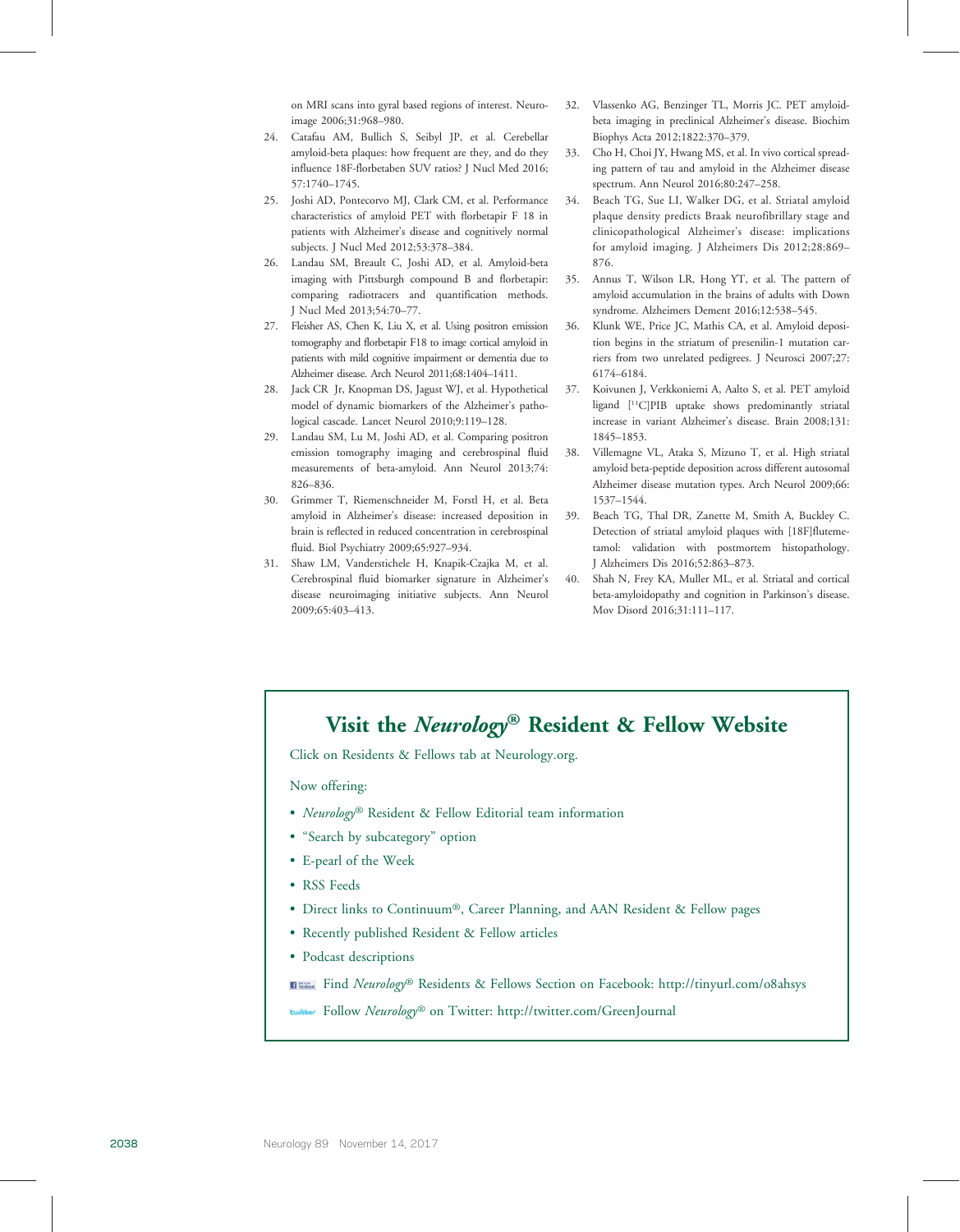on MRI scans into gyral based regions of interest. Neuroimage 2006;31:968–980.

24. Catafau AM, Bullich S, Seibyl JP, et al. Cerebellar amyloid-beta plaques: how frequent are they, and do they influence 18F-florbetaben SUV ratios? J Nucl Med 2016; 57:1740–1745.
25. Joshi AD, Pontecorvo MJ, Clark CM, et al. Performance characteristics of amyloid PET with florbetapir F 18 in patients with Alzheimer's disease and cognitively normal subjects. J Nucl Med 2012;53:378–384.
26. Landau SM, Breault C, Joshi AD, et al. Amyloid-beta imaging with Pittsburgh compound B and florbetapir: comparing radiotracers and quantification methods. J Nucl Med 2013;54:70–77.
27. Fleisher AS, Chen K, Liu X, et al. Using positron emission tomography and florbetapir F18 to image cortical amyloid in patients with mild cognitive impairment or dementia due to Alzheimer disease. Arch Neurol 2011;68:1404–1411.
28. Jack CR Jr, Knopman DS, Jagust WJ, et al. Hypothetical model of dynamic biomarkers of the Alzheimer's pathological cascade. Lancet Neurol 2010;9:119–128.
29. Landau SM, Lu M, Joshi AD, et al. Comparing positron emission tomography imaging and cerebrospinal fluid measurements of beta-amyloid. Ann Neurol 2013;74: 826–836.
30. Grimmer T, Riemenschneider M, Forstl H, et al. Beta amyloid in Alzheimer's disease: increased deposition in brain is reflected in reduced concentration in cerebrospinal fluid. Biol Psychiatry 2009;65:927–934.
31. Shaw LM, Vanderstichele H, Knapik-Czajka M, et al. Cerebrospinal fluid biomarker signature in Alzheimer's disease neuroimaging initiative subjects. Ann Neurol 2009;65:403–413.
32. Vlassenko AG, Benzinger TL, Morris JC. PET amyloid-beta imaging in preclinical Alzheimer's disease. Biochim Biophys Acta 2012;1822:370–379.
33. Cho H, Choi JY, Hwang MS, et al. In vivo cortical spreading pattern of tau and amyloid in the Alzheimer disease spectrum. Ann Neurol 2016;80:247–258.
34. Beach TG, Sue LI, Walker DG, et al. Striatal amyloid plaque density predicts Braak neurofibrillary stage and clinicopathological Alzheimer's disease: implications for amyloid imaging. J Alzheimers Dis 2012;28:869–876.
35. Annus T, Wilson LR, Hong YT, et al. The pattern of amyloid accumulation in the brains of adults with Down syndrome. Alzheimers Dement 2016;12:538–545.
36. Klunk WE, Price JC, Mathis CA, et al. Amyloid deposition begins in the striatum of presenilin-1 mutation carriers from two unrelated pedigrees. J Neurosci 2007;27: 6174–6184.
37. Koivunen J, Verkkoniemi A, Aalto S, et al. PET amyloid ligand [$^{11}$C]PIB uptake shows predominantly striatal increase in variant Alzheimer's disease. Brain 2008;131: 1845–1853.
38. Villemagne VL, Ataka S, Mizuno T, et al. High striatal amyloid beta-peptide deposition across different autosomal Alzheimer disease mutation types. Arch Neurol 2009;66: 1537–1544.
39. Beach TG, Thal DR, Zanette M, Smith A, Buckley C. Detection of striatal amyloid plaques with [18F]flutemetamol: validation with postmortem histopathology. J Alzheimers Dis 2016;52:863–873.
40. Shah N, Frey KA, Muller ML, et al. Striatal and cortical beta-amyloidopathy and cognition in Parkinson's disease. Mov Disord 2016;31:111–117.

## Visit the *Neurology*® Resident & Fellow Website

Click on Residents & Fellows tab at Neurology.org.

Now offering:

- *Neurology*® Resident & Fellow Editorial team information
- "Search by subcategory" option
- E-pearl of the Week
- RSS Feeds
- Direct links to Continuum®, Career Planning, and AAN Resident & Fellow pages
- Recently published Resident & Fellow articles
- Podcast descriptions

Find *Neurology*® Residents & Fellows Section on Facebook: http://tinyurl.com/o8ahsys

Follow *Neurology*® on Twitter: http://twitter.com/GreenJournal